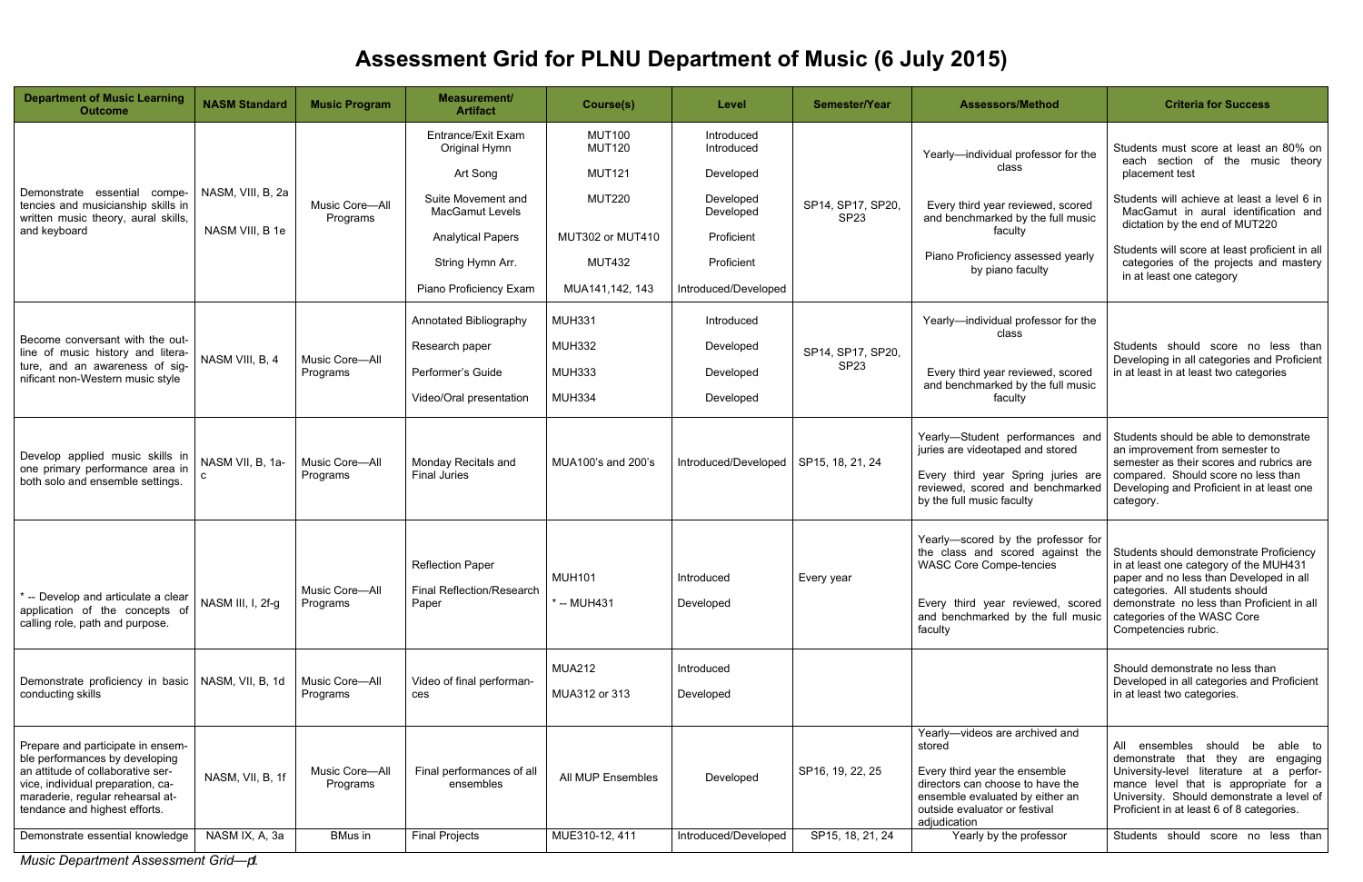# Assessment Grid for PLNU Department of Music (6 July 2015)

| Department of Music Learning Outcome | NASM Standard | Music Program | Measurement/ Artifact | Course(s) | Level | Semester/Year | Assessors/Method | Criteria for Success |
|---|---|---|---|---|---|---|---|---|
| Demonstrate essential compe-tencies and musicianship skills in written music theory, aural skills, and keyboard | NASM, VIII, B, 2a<br><br>NASM VIII, B 1e | Music Core—All Programs | Entrance/Exit Exam<br>Original Hymn<br><br>Art Song<br><br>Suite Movement and MacGamut Levels<br><br>Analytical Papers<br><br>String Hymn Arr.<br><br>Piano Proficiency Exam | MUT100<br>MUT120<br><br>MUT121<br><br>MUT220<br><br>MUT302 or MUT410<br><br>MUT432<br><br>MUA141,142, 143 | Introduced<br>Introduced<br><br>Developed<br><br>Developed<br>Developed<br><br>Proficient<br><br>Proficient<br><br>Introduced/Developed | SP14, SP17, SP20, SP23 | Yearly—individual professor for the class<br><br>Every third year reviewed, scored and benchmarked by the full music faculty<br><br>Piano Proficiency assessed yearly by piano faculty | Students must score at least an 80% on each section of the music theory placement test<br><br>Students will achieve at least a level 6 in MacGamut in aural identification and dictation by the end of MUT220<br><br>Students will score at least proficient in all categories of the projects and mastery in at least one category |
| Become conversant with the out-line of music history and litera-ture, and an awareness of sig-nificant non-Western music style | NASM VIII, B, 4 | Music Core—All Programs | Annotated Bibliography<br><br>Research paper<br><br>Performer's Guide<br><br>Video/Oral presentation | MUH331<br><br>MUH332<br><br>MUH333<br><br>MUH334 | Introduced<br><br>Developed<br><br>Developed<br><br>Developed | SP14, SP17, SP20, SP23 | Yearly—individual professor for the class<br><br>Every third year reviewed, scored and benchmarked by the full music faculty | Students should score no less than Developing in all categories and Proficient in at least in at least two categories |
| Develop applied music skills in one primary performance area in both solo and ensemble settings. | NASM VII, B, 1a-c | Music Core—All Programs | Monday Recitals and Final Juries | MUA100's and 200's | Introduced/Developed | SP15, 18, 21, 24 | Yearly—Student performances and juries are videotaped and stored<br><br>Every third year Spring juries are reviewed, scored and benchmarked by the full music faculty | Students should be able to demonstrate an improvement from semester to semester as their scores and rubrics are compared. Should score no less than Developing and Proficient in at least one category. |
| * -- Develop and articulate a clear application of the concepts of calling role, path and purpose. | NASM III, I, 2f-g | Music Core—All Programs | Reflection Paper<br><br>Final Reflection/Research Paper | MUH101<br><br>* -- MUH431 | Introduced<br><br>Developed | Every year | Yearly—scored by the professor for the class and scored against the WASC Core Compe-tencies<br><br>Every third year reviewed, scored and benchmarked by the full music faculty | Students should demonstrate Proficiency in at least one category of the MUH431 paper and no less than Developed in all categories. All students should demonstrate no less than Proficient in all categories of the WASC Core Competencies rubric. |
| Demonstrate proficiency in basic conducting skills | NASM, VII, B, 1d | Music Core—All Programs | Video of final performan-ces | MUA212<br><br>MUA312 or 313 | Introduced<br><br>Developed | | | Should demonstrate no less than Developed in all categories and Proficient in at least two categories. |
| Prepare and participate in ensem-ble performances by developing an attitude of collaborative ser-vice, individual preparation, ca-maraderie, regular rehearsal at-tendance and highest efforts. | NASM, VII, B, 1f | Music Core—All Programs | Final performances of all ensembles | All MUP Ensembles | Developed | SP16, 19, 22, 25 | Yearly—videos are archived and stored<br><br>Every third year the ensemble directors can choose to have the ensemble evaluated by either an outside evaluator or festival adjudication | All ensembles should be able to demonstrate that they are engaging University-level literature at a perfor-mance level that is appropriate for a University. Should demonstrate a level of Proficient in at least 6 of 8 categories. |
| Demonstrate essential knowledge | NASM IX, A, 3a | BMus in | Final Projects | MUE310-12, 411 | Introduced/Developed | SP15, 18, 21, 24 | Yearly by the professor | Students should score no less than |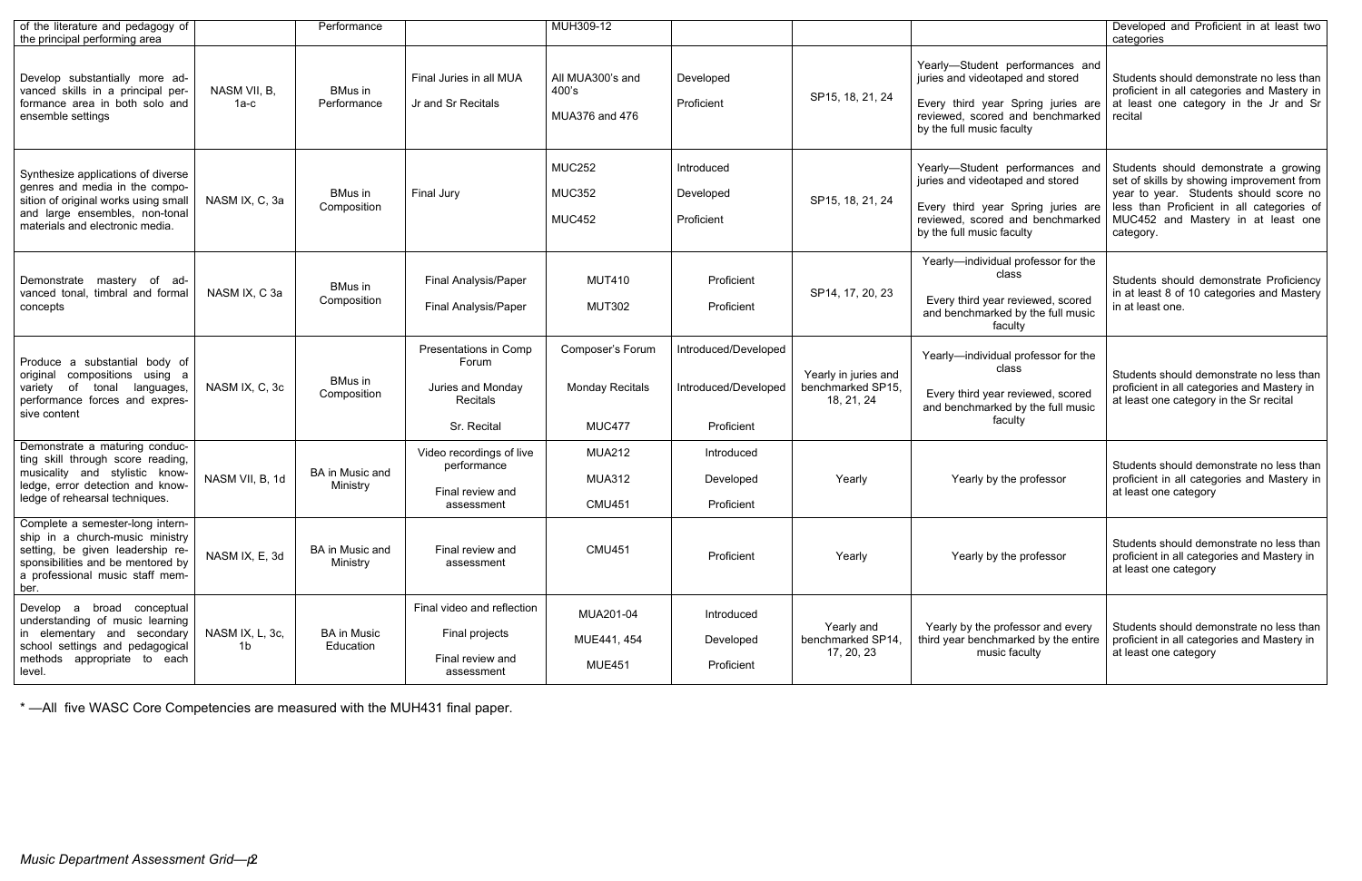| | | | | | | | | |
|---|---|---|---|---|---|---|---|---|
| of the literature and pedagogy of the principal performing area | | Performance | | MUH309-12 | | | | Developed and Proficient in at least two categories |
| Develop substantially more advanced skills in a principal performance area in both solo and ensemble settings | NASM VII, B, 1a-c | BMus in Performance | Final Juries in all MUA<br>Jr and Sr Recitals | All MUA300's and 400's<br>MUA376 and 476 | Developed<br>Proficient | SP15, 18, 21, 24 | Yearly—Student performances and juries and videotaped and stored<br>Every third year Spring juries are reviewed, scored and benchmarked by the full music faculty | Students should demonstrate no less than proficient in all categories and Mastery in at least one category in the Jr and Sr recital |
| Synthesize applications of diverse genres and media in the composition of original works using small and large ensembles, non-tonal materials and electronic media. | NASM IX, C, 3a | BMus in Composition | Final Jury | MUC252<br>MUC352<br>MUC452 | Introduced<br>Developed<br>Proficient | SP15, 18, 21, 24 | Yearly—Student performances and juries and videotaped and stored<br>Every third year Spring juries are reviewed, scored and benchmarked by the full music faculty | Students should demonstrate a growing set of skills by showing improvement from year to year. Students should score no less than Proficient in all categories of MUC452 and Mastery in at least one category. |
| Demonstrate mastery of advanced tonal, timbral and formal concepts | NASM IX, C 3a | BMus in Composition | Final Analysis/Paper<br>Final Analysis/Paper | MUT410<br>MUT302 | Proficient<br>Proficient | SP14, 17, 20, 23 | Yearly—individual professor for the class<br>Every third year reviewed, scored and benchmarked by the full music faculty | Students should demonstrate Proficiency in at least 8 of 10 categories and Mastery in at least one. |
| Produce a substantial body of original compositions using a variety of tonal languages, performance forces and expressive content | NASM IX, C, 3c | BMus in Composition | Presentations in Comp Forum<br>Juries and Monday Recitals<br>Sr. Recital | Composer's Forum<br>Monday Recitals<br>MUC477 | Introduced/Developed<br>Introduced/Developed<br>Proficient | Yearly in juries and benchmarked SP15, 18, 21, 24 | Yearly—individual professor for the class<br>Every third year reviewed, scored and benchmarked by the full music faculty | Students should demonstrate no less than proficient in all categories and Mastery in at least one category in the Sr recital |
| Demonstrate a maturing conducting skill through score reading, musicality and stylistic knowledge, error detection and knowledge of rehearsal techniques. | NASM VII, B, 1d | BA in Music and Ministry | Video recordings of live performance<br>Final review and assessment | MUA212<br>MUA312<br>CMU451 | Introduced<br>Developed<br>Proficient | Yearly | Yearly by the professor | Students should demonstrate no less than proficient in all categories and Mastery in at least one category |
| Complete a semester-long internship in a church-music ministry setting, be given leadership responsibilities and be mentored by a professional music staff member. | NASM IX, E, 3d | BA in Music and Ministry | Final review and assessment | CMU451 | Proficient | Yearly | Yearly by the professor | Students should demonstrate no less than proficient in all categories and Mastery in at least one category |
| Develop a broad conceptual understanding of music learning in elementary and secondary school settings and pedagogical methods appropriate to each level. | NASM IX, L, 3c, 1b | BA in Music Education | Final video and reflection<br>Final projects<br>Final review and assessment | MUA201-04<br>MUE441, 454<br>MUE451 | Introduced<br>Developed<br>Proficient | Yearly and benchmarked SP14, 17, 20, 23 | Yearly by the professor and every third year benchmarked by the entire music faculty | Students should demonstrate no less than proficient in all categories and Mastery in at least one category |

* —All five WASC Core Competencies are measured with the MUH431 final paper.